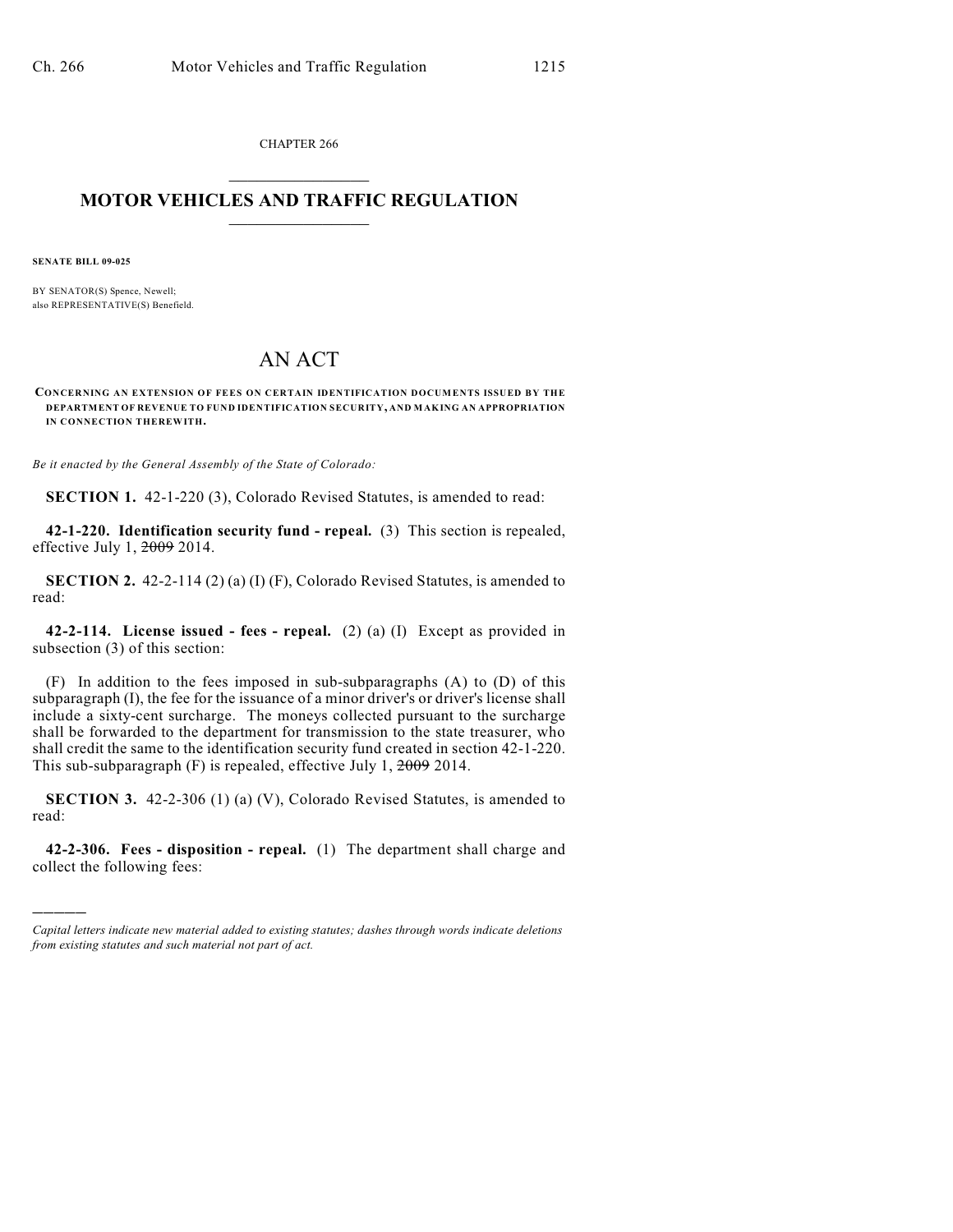CHAPTER 266

# MOTOR VEHICLES AND TRAFFIC REGULATION

**SENATE BILL 09-025**

BY SENATOR(S) Spence, Newell;
also REPRESENTATIVE(S) Benefield.

# AN ACT

**CONCERNING AN EXTENSION OF FEES ON CERTAIN IDENTIFICATION DOCUMENTS ISSUED BY THE DEPARTMENT OF REVENUE TO FUND IDENTIFICATION SECURITY, AND MAKING AN APPROPRIATION IN CONNECTION THEREWITH.**

*Be it enacted by the General Assembly of the State of Colorado:*

**SECTION 1.** 42-1-220 (3), Colorado Revised Statutes, is amended to read:

**42-1-220. Identification security fund - repeal.** (3) This section is repealed, effective July 1, ~~2009~~ 2014.

**SECTION 2.** 42-2-114 (2) (a) (I) (F), Colorado Revised Statutes, is amended to read:

**42-2-114. License issued - fees - repeal.** (2) (a) (I) Except as provided in subsection (3) of this section:

(F) In addition to the fees imposed in sub-subparagraphs (A) to (D) of this subparagraph (I), the fee for the issuance of a minor driver's or driver's license shall include a sixty-cent surcharge. The moneys collected pursuant to the surcharge shall be forwarded to the department for transmission to the state treasurer, who shall credit the same to the identification security fund created in section 42-1-220. This sub-subparagraph (F) is repealed, effective July 1, ~~2009~~ 2014.

**SECTION 3.** 42-2-306 (1) (a) (V), Colorado Revised Statutes, is amended to read:

**42-2-306. Fees - disposition - repeal.** (1) The department shall charge and collect the following fees:

---

*Capital letters indicate new material added to existing statutes; dashes through words indicate deletions from existing statutes and such material not part of act.*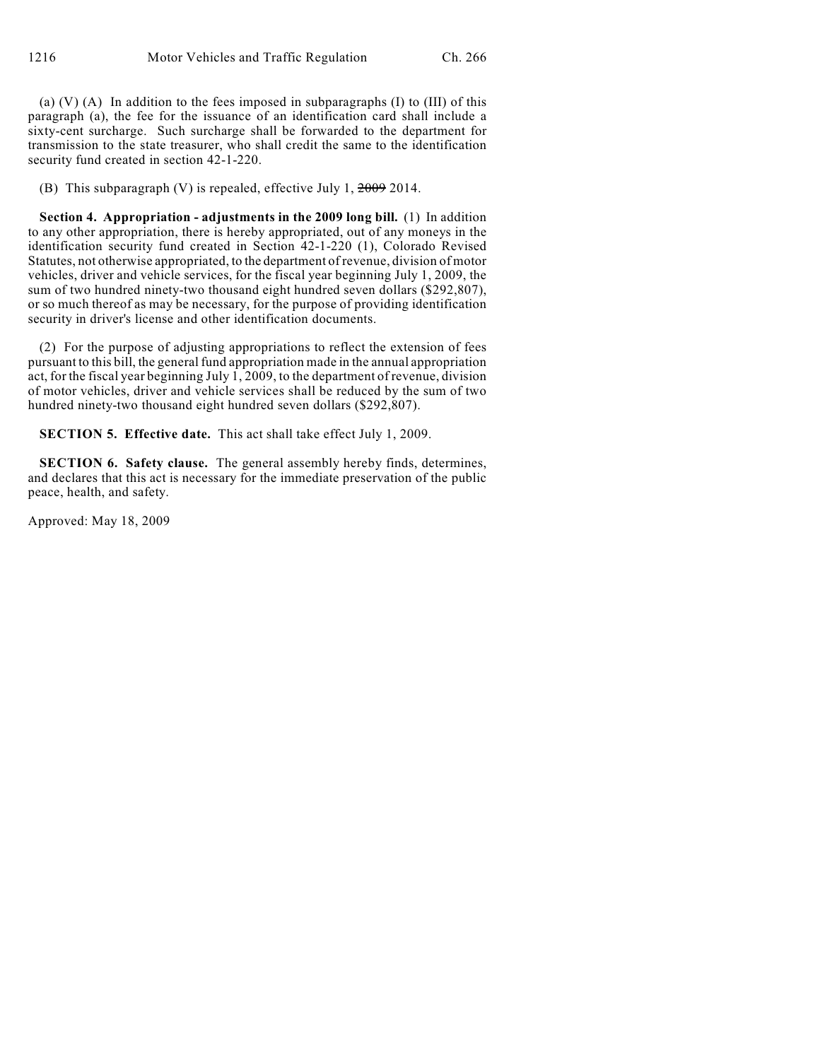(a) (V) (A) In addition to the fees imposed in subparagraphs (I) to (III) of this paragraph (a), the fee for the issuance of an identification card shall include a sixty-cent surcharge. Such surcharge shall be forwarded to the department for transmission to the state treasurer, who shall credit the same to the identification security fund created in section 42-1-220.

(B) This subparagraph (V) is repealed, effective July 1, ~~2009~~ 2014.

**Section 4. Appropriation - adjustments in the 2009 long bill.** (1) In addition to any other appropriation, there is hereby appropriated, out of any moneys in the identification security fund created in Section 42-1-220 (1), Colorado Revised Statutes, not otherwise appropriated, to the department of revenue, division of motor vehicles, driver and vehicle services, for the fiscal year beginning July 1, 2009, the sum of two hundred ninety-two thousand eight hundred seven dollars ($292,807), or so much thereof as may be necessary, for the purpose of providing identification security in driver's license and other identification documents.

(2) For the purpose of adjusting appropriations to reflect the extension of fees pursuant to this bill, the general fund appropriation made in the annual appropriation act, for the fiscal year beginning July 1, 2009, to the department of revenue, division of motor vehicles, driver and vehicle services shall be reduced by the sum of two hundred ninety-two thousand eight hundred seven dollars ($292,807).

**SECTION 5. Effective date.** This act shall take effect July 1, 2009.

**SECTION 6. Safety clause.** The general assembly hereby finds, determines, and declares that this act is necessary for the immediate preservation of the public peace, health, and safety.

Approved: May 18, 2009